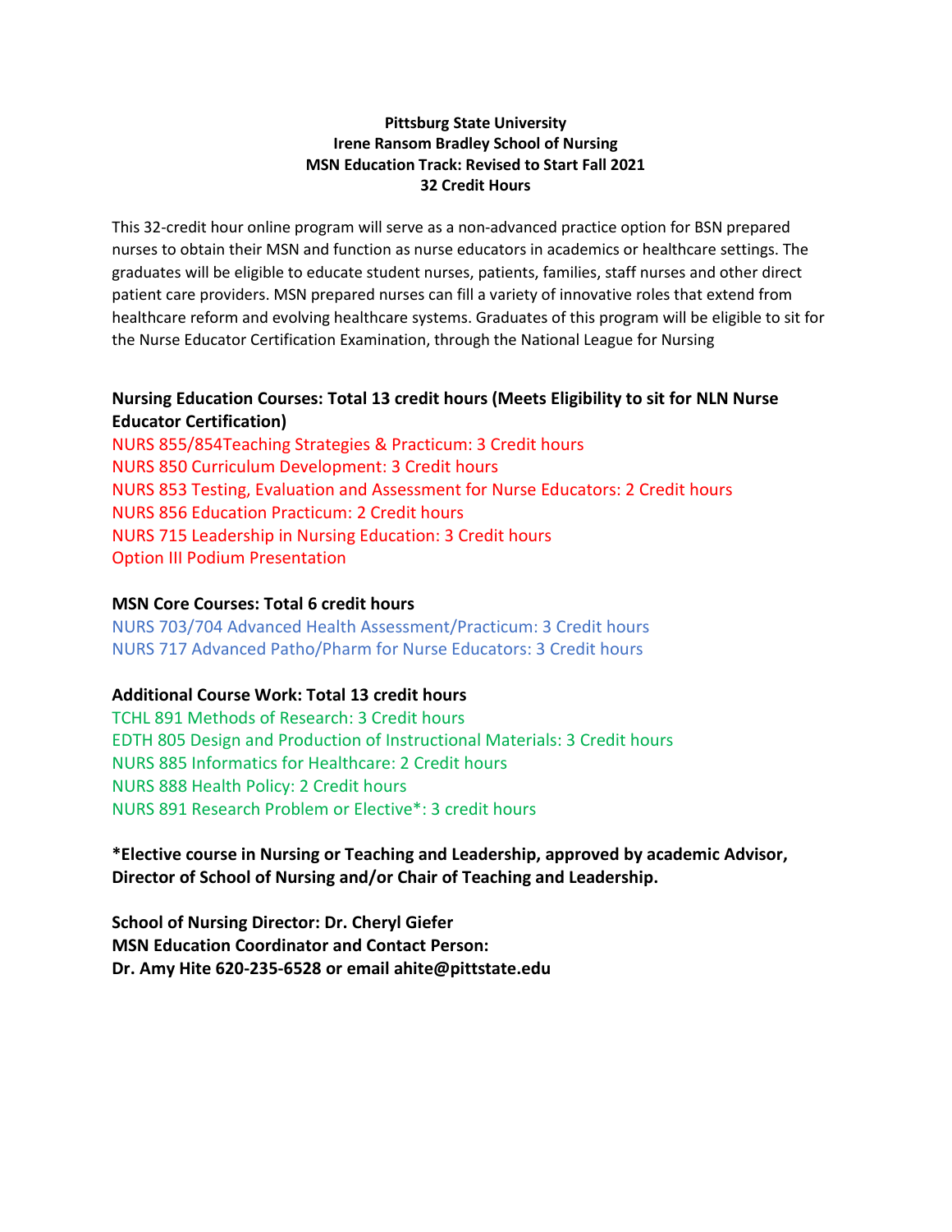**Pittsburg State University**
**Irene Ransom Bradley School of Nursing**
**MSN Education Track: Revised to Start Fall 2021**
**32 Credit Hours**

This 32-credit hour online program will serve as a non-advanced practice option for BSN prepared nurses to obtain their MSN and function as nurse educators in academics or healthcare settings. The graduates will be eligible to educate student nurses, patients, families, staff nurses and other direct patient care providers. MSN prepared nurses can fill a variety of innovative roles that extend from healthcare reform and evolving healthcare systems. Graduates of this program will be eligible to sit for the Nurse Educator Certification Examination, through the National League for Nursing

**Nursing Education Courses: Total 13 credit hours (Meets Eligibility to sit for NLN Nurse Educator Certification)**

NURS 855/854Teaching Strategies & Practicum: 3 Credit hours
NURS 850 Curriculum Development: 3 Credit hours
NURS 853 Testing, Evaluation and Assessment for Nurse Educators: 2 Credit hours
NURS 856 Education Practicum: 2 Credit hours
NURS 715 Leadership in Nursing Education: 3 Credit hours
Option III Podium Presentation

**MSN Core Courses: Total 6 credit hours**

NURS 703/704 Advanced Health Assessment/Practicum: 3 Credit hours
NURS 717 Advanced Patho/Pharm for Nurse Educators: 3 Credit hours

**Additional Course Work: Total 13 credit hours**

TCHL 891 Methods of Research: 3 Credit hours
EDTH 805 Design and Production of Instructional Materials: 3 Credit hours
NURS 885 Informatics for Healthcare: 2 Credit hours
NURS 888 Health Policy: 2 Credit hours
NURS 891 Research Problem or Elective*: 3 credit hours

**\*Elective course in Nursing or Teaching and Leadership, approved by academic Advisor, Director of School of Nursing and/or Chair of Teaching and Leadership.**

**School of Nursing Director: Dr. Cheryl Giefer**
**MSN Education Coordinator and Contact Person:**
**Dr. Amy Hite 620-235-6528 or email ahite@pittstate.edu**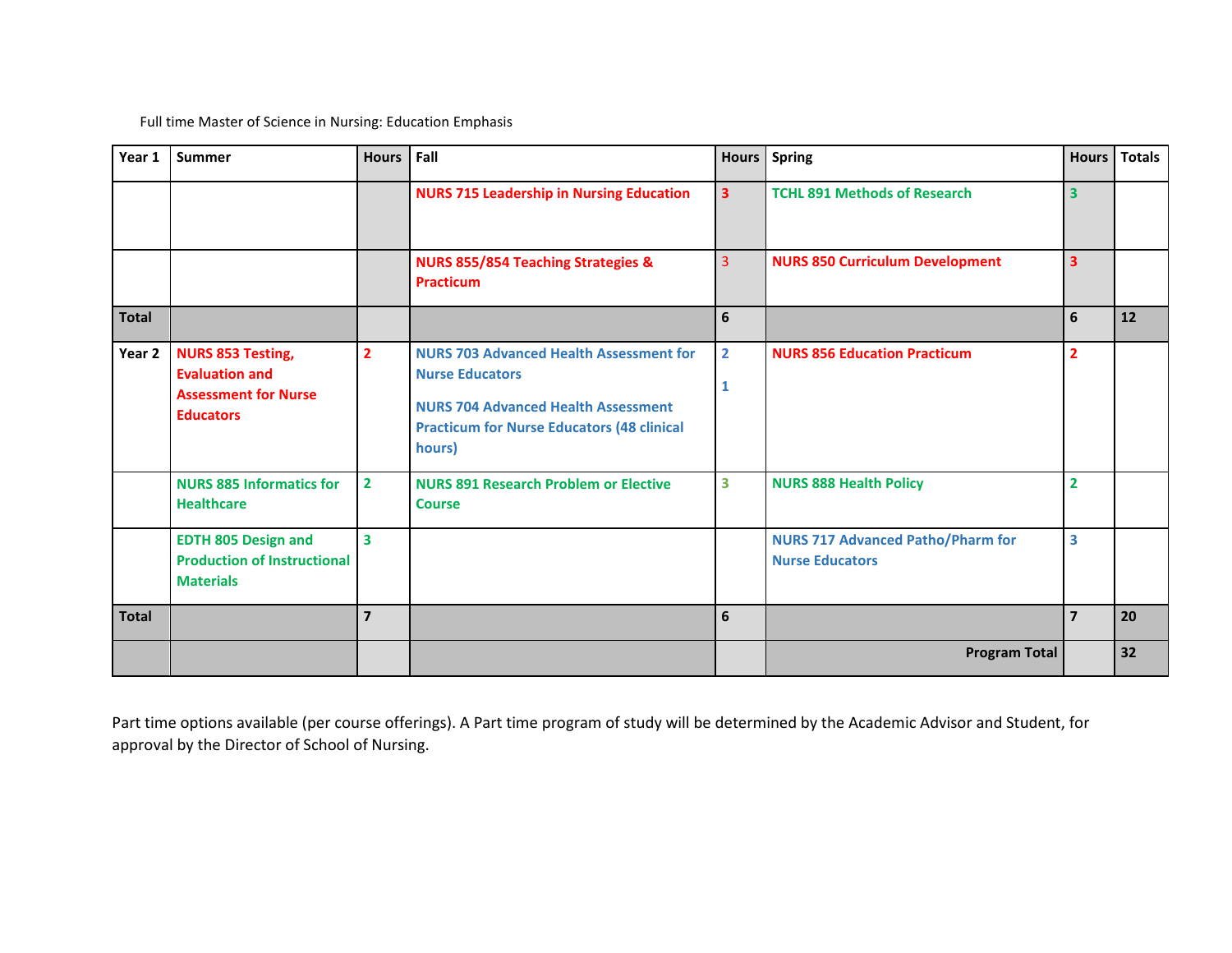Full time Master of Science in Nursing: Education Emphasis

| Year 1 | Summer | Hours | Fall | Hours | Spring | Hours | Totals |
|---|---|---|---|---|---|---|---|
| | | | NURS 715 Leadership in Nursing Education | 3 | TCHL 891 Methods of Research | 3 | |
| | | | NURS 855/854 Teaching Strategies & Practicum | 3 | NURS 850 Curriculum Development | 3 | |
| **Total** | | | | 6 | | 6 | 12 |
| **Year 2** | NURS 853 Testing, Evaluation and Assessment for Nurse Educators | 2 | NURS 703 Advanced Health Assessment for Nurse Educators<br><br>NURS 704 Advanced Health Assessment Practicum for Nurse Educators (48 clinical hours) | 2<br><br>1 | NURS 856 Education Practicum | 2 | |
| | NURS 885 Informatics for Healthcare | 2 | NURS 891 Research Problem or Elective Course | 3 | NURS 888 Health Policy | 2 | |
| | EDTH 805 Design and Production of Instructional Materials | 3 | | | NURS 717 Advanced Patho/Pharm for Nurse Educators | 3 | |
| **Total** | | 7 | | 6 | | 7 | 20 |
| | | | | | **Program Total** | | 32 |

Part time options available (per course offerings). A Part time program of study will be determined by the Academic Advisor and Student, for approval by the Director of School of Nursing.